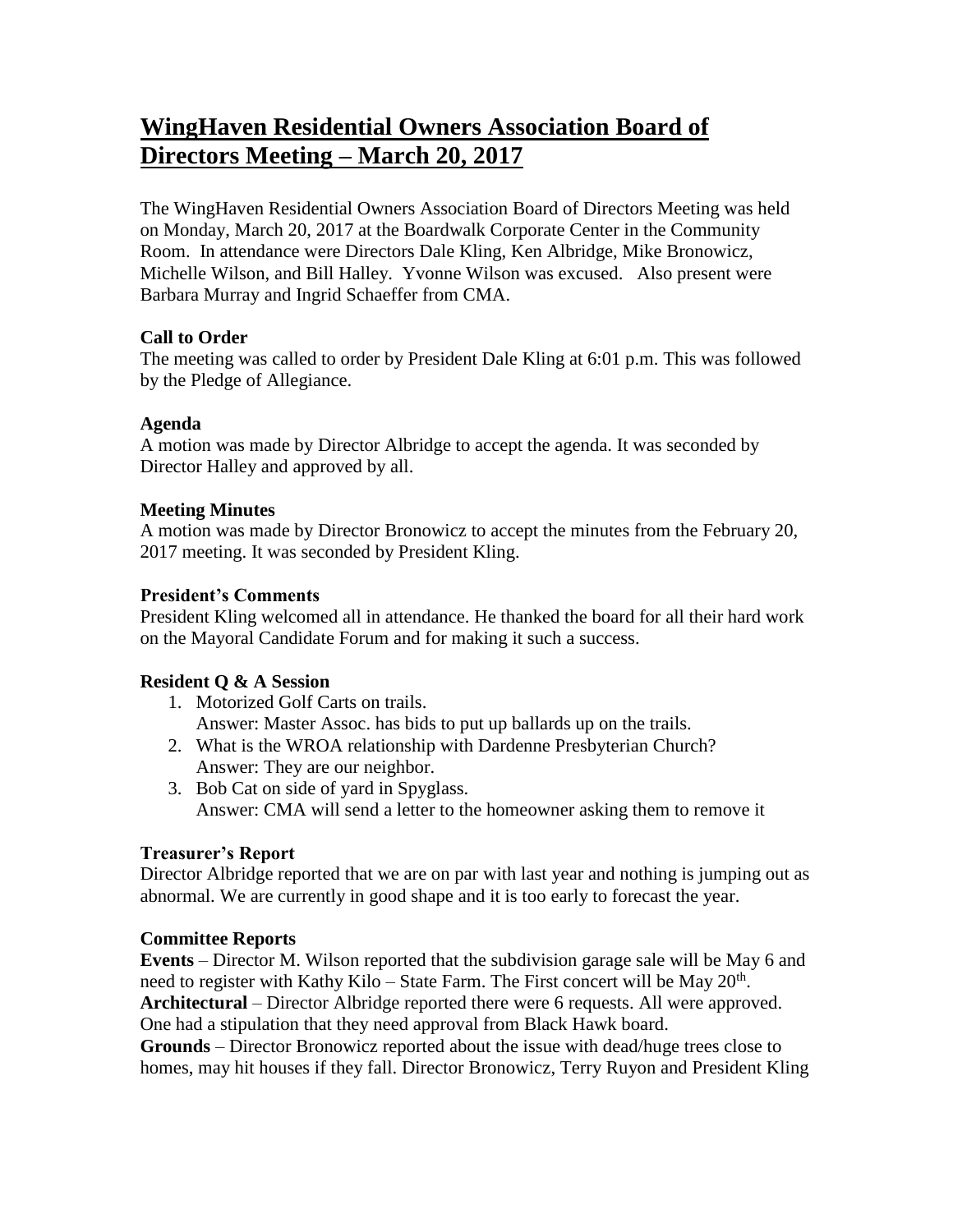# WingHaven Residential Owners Association Board of Directors Meeting – March 20, 2017

The WingHaven Residential Owners Association Board of Directors Meeting was held on Monday, March 20, 2017 at the Boardwalk Corporate Center in the Community Room. In attendance were Directors Dale Kling, Ken Albridge, Mike Bronowicz, Michelle Wilson, and Bill Halley. Yvonne Wilson was excused. Also present were Barbara Murray and Ingrid Schaeffer from CMA.

**Call to Order**

The meeting was called to order by President Dale Kling at 6:01 p.m. This was followed by the Pledge of Allegiance.

**Agenda**

A motion was made by Director Albridge to accept the agenda. It was seconded by Director Halley and approved by all.

**Meeting Minutes**

A motion was made by Director Bronowicz to accept the minutes from the February 20, 2017 meeting. It was seconded by President Kling.

**President's Comments**

President Kling welcomed all in attendance. He thanked the board for all their hard work on the Mayoral Candidate Forum and for making it such a success.

**Resident Q & A Session**

1. Motorized Golf Carts on trails.
   Answer: Master Assoc. has bids to put up ballards up on the trails.
2. What is the WROA relationship with Dardenne Presbyterian Church?
   Answer: They are our neighbor.
3. Bob Cat on side of yard in Spyglass.
   Answer: CMA will send a letter to the homeowner asking them to remove it

**Treasurer's Report**

Director Albridge reported that we are on par with last year and nothing is jumping out as abnormal. We are currently in good shape and it is too early to forecast the year.

**Committee Reports**

**Events** – Director M. Wilson reported that the subdivision garage sale will be May 6 and need to register with Kathy Kilo – State Farm. The First concert will be May 20th.

**Architectural** – Director Albridge reported there were 6 requests. All were approved. One had a stipulation that they need approval from Black Hawk board.

**Grounds** – Director Bronowicz reported about the issue with dead/huge trees close to homes, may hit houses if they fall. Director Bronowicz, Terry Ruyon and President Kling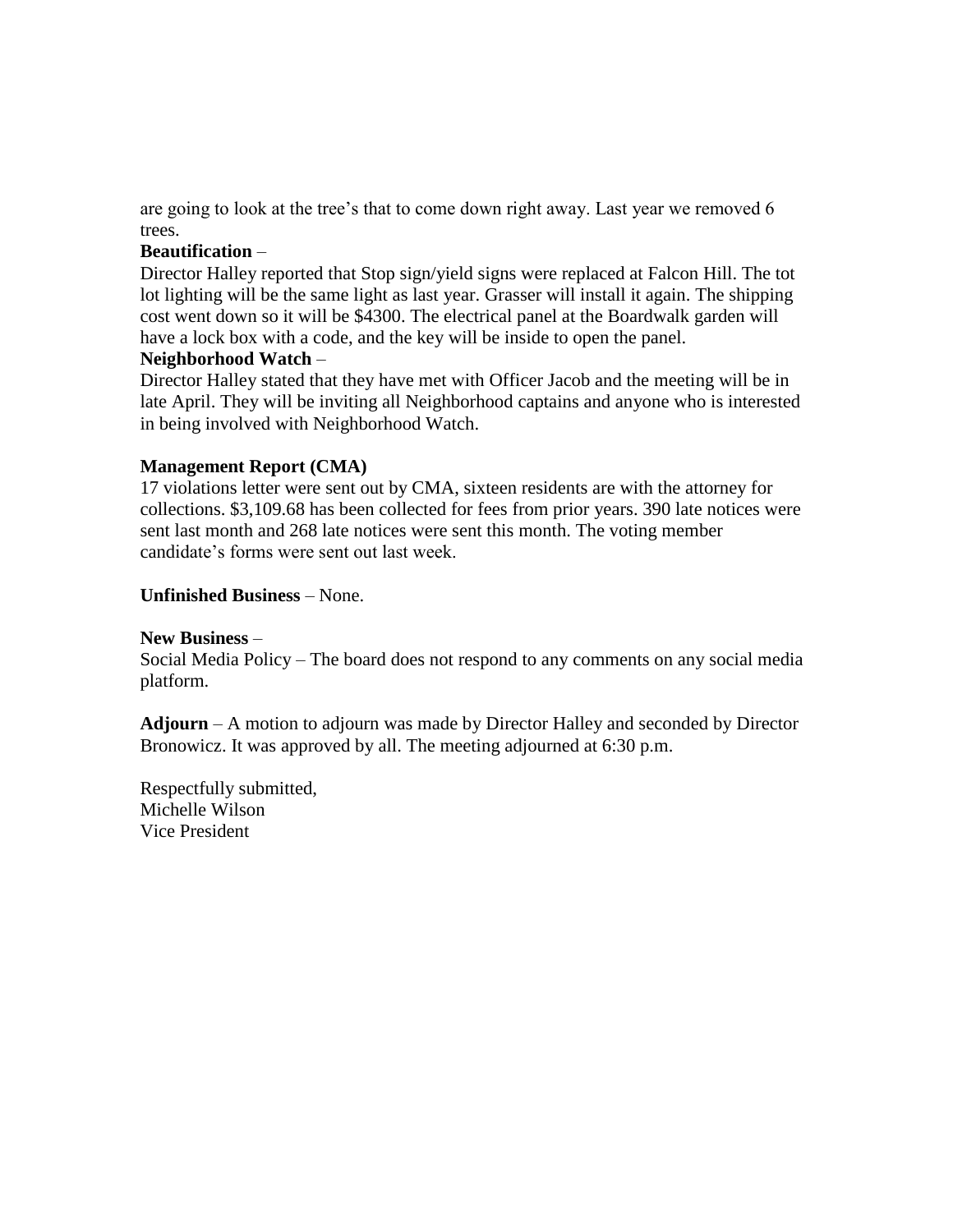are going to look at the tree's that to come down right away. Last year we removed 6 trees.

**Beautification** –
Director Halley reported that Stop sign/yield signs were replaced at Falcon Hill. The tot lot lighting will be the same light as last year. Grasser will install it again. The shipping cost went down so it will be $4300. The electrical panel at the Boardwalk garden will have a lock box with a code, and the key will be inside to open the panel.

**Neighborhood Watch** –
Director Halley stated that they have met with Officer Jacob and the meeting will be in late April. They will be inviting all Neighborhood captains and anyone who is interested in being involved with Neighborhood Watch.

**Management Report (CMA)**
17 violations letter were sent out by CMA, sixteen residents are with the attorney for collections. $3,109.68 has been collected for fees from prior years. 390 late notices were sent last month and 268 late notices were sent this month. The voting member candidate's forms were sent out last week.

**Unfinished Business** – None.

**New Business** –
Social Media Policy – The board does not respond to any comments on any social media platform.

**Adjourn** – A motion to adjourn was made by Director Halley and seconded by Director Bronowicz. It was approved by all. The meeting adjourned at 6:30 p.m.

Respectfully submitted,
Michelle Wilson
Vice President